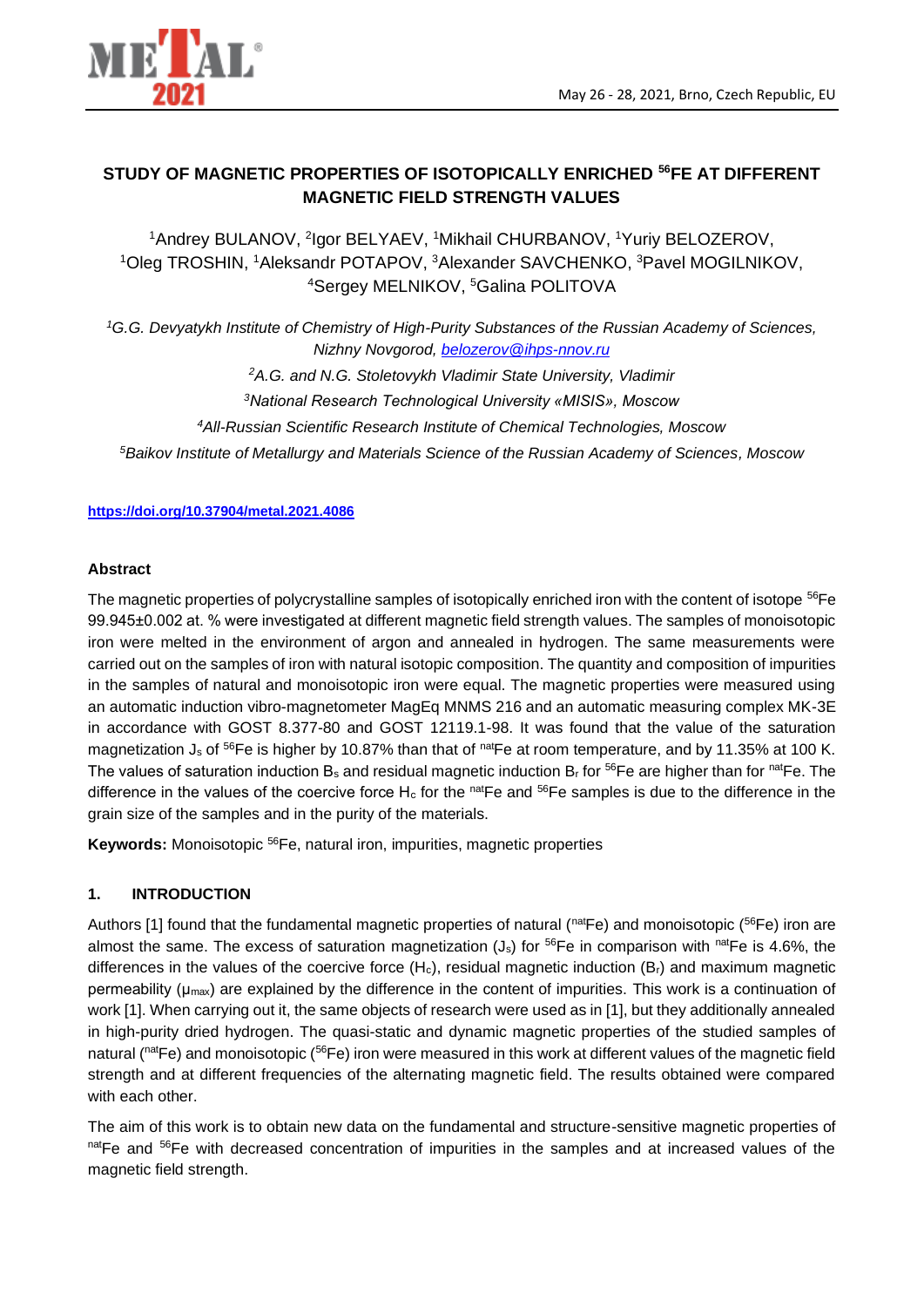# STUDY OF MAGNETIC PROPERTIES OF ISOTOPICALLY ENRICHED $^{56}$FE AT DIFFERENT MAGNETIC FIELD STRENGTH VALUES

[1]Andrey BULANOV, [2]Igor BELYAEV, [1]Mikhail CHURBANOV, [1]Yuriy BELOZEROV, [1]Oleg TROSHIN, [1]Aleksandr POTAPOV, [3]Alexander SAVCHENKO, [3]Pavel MOGILNIKOV, [4]Sergey MELNIKOV, [5]Galina POLITOVA

*[1]G.G. Devyatykh Institute of Chemistry of High-Purity Substances of the Russian Academy of Sciences, Nizhny Novgorod, belozerov@ihps-nnov.ru*

*[2]A.G. and N.G. Stoletovykh Vladimir State University, Vladimir*

*[3]National Research Technological University «MISIS», Moscow*

*[4]All-Russian Scientific Research Institute of Chemical Technologies, Moscow*

*[5]Baikov Institute of Metallurgy and Materials Science of the Russian Academy of Sciences, Moscow*

**https://doi.org/10.37904/metal.2021.4086**

## Abstract

The magnetic properties of polycrystalline samples of isotopically enriched iron with the content of isotope $^{56}$Fe 99.945±0.002 at. % were investigated at different magnetic field strength values. The samples of monoisotopic iron were melted in the environment of argon and annealed in hydrogen. The same measurements were carried out on the samples of iron with natural isotopic composition. The quantity and composition of impurities in the samples of natural and monoisotopic iron were equal. The magnetic properties were measured using an automatic induction vibro-magnetometer MagEq MNMS 216 and an automatic measuring complex MK-3E in accordance with GOST 8.377-80 and GOST 12119.1-98. It was found that the value of the saturation magnetization $J_s$ of $^{56}$Fe is higher by 10.87% than that of $^{nat}$Fe at room temperature, and by 11.35% at 100 K. The values of saturation induction $B_s$ and residual magnetic induction $B_r$ for $^{56}$Fe are higher than for $^{nat}$Fe. The difference in the values of the coercive force $H_c$ for the $^{nat}$Fe and $^{56}$Fe samples is due to the difference in the grain size of the samples and in the purity of the materials.

**Keywords:** Monoisotopic $^{56}$Fe, natural iron, impurities, magnetic properties

## 1. INTRODUCTION

Authors [1] found that the fundamental magnetic properties of natural ($^{nat}$Fe) and monoisotopic ($^{56}$Fe) iron are almost the same. The excess of saturation magnetization ($J_s$) for $^{56}$Fe in comparison with $^{nat}$Fe is 4.6%, the differences in the values of the coercive force ($H_c$), residual magnetic induction ($B_r$) and maximum magnetic permeability ($\mu_{max}$) are explained by the difference in the content of impurities. This work is a continuation of work [1]. When carrying out it, the same objects of research were used as in [1], but they additionally annealed in high-purity dried hydrogen. The quasi-static and dynamic magnetic properties of the studied samples of natural ($^{nat}$Fe) and monoisotopic ($^{56}$Fe) iron were measured in this work at different values of the magnetic field strength and at different frequencies of the alternating magnetic field. The results obtained were compared with each other.

The aim of this work is to obtain new data on the fundamental and structure-sensitive magnetic properties of $^{nat}$Fe and $^{56}$Fe with decreased concentration of impurities in the samples and at increased values of the magnetic field strength.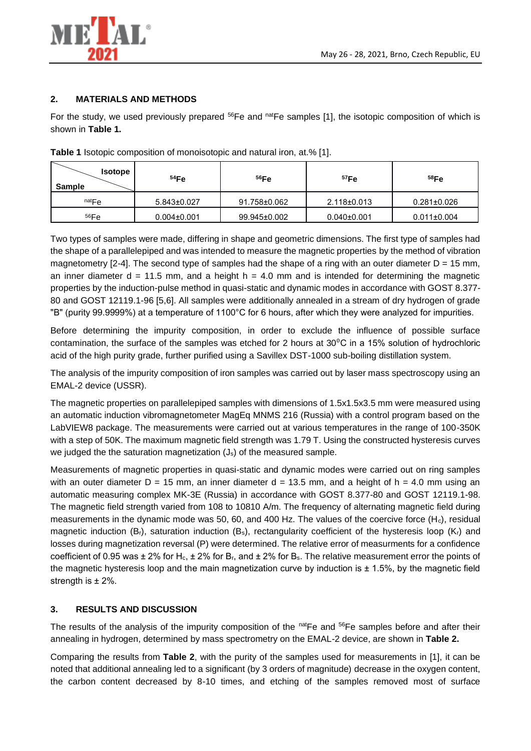## 2. MATERIALS AND METHODS

For the study, we used previously prepared $^{56}$Fe and $^{nat}$Fe samples [1], the isotopic composition of which is shown in **Table 1.**

**Table 1** Isotopic composition of monoisotopic and natural iron, at.% [1].

| Sample \ Isotope | $^{54}$Fe | $^{56}$Fe | $^{57}$Fe | $^{58}$Fe |
|---|---|---|---|---|
| $^{nat}$Fe | 5.843±0.027 | 91.758±0.062 | 2.118±0.013 | 0.281±0.026 |
| $^{56}$Fe | 0.004±0.001 | 99.945±0.002 | 0.040±0.001 | 0.011±0.004 |

Two types of samples were made, differing in shape and geometric dimensions. The first type of samples had the shape of a parallelepiped and was intended to measure the magnetic properties by the method of vibration magnetometry [2-4]. The second type of samples had the shape of a ring with an outer diameter D = 15 mm, an inner diameter d = 11.5 mm, and a height h = 4.0 mm and is intended for determining the magnetic properties by the induction-pulse method in quasi-static and dynamic modes in accordance with GOST 8.377-80 and GOST 12119.1-96 [5,6]. All samples were additionally annealed in a stream of dry hydrogen of grade "B" (purity 99.9999%) at a temperature of 1100°C for 6 hours, after which they were analyzed for impurities.

Before determining the impurity composition, in order to exclude the influence of possible surface contamination, the surface of the samples was etched for 2 hours at 30$^{0}$C in a 15% solution of hydrochloric acid of the high purity grade, further purified using a Savillex DST-1000 sub-boiling distillation system.

The analysis of the impurity composition of iron samples was carried out by laser mass spectroscopy using an EMAL-2 device (USSR).

The magnetic properties on parallelepiped samples with dimensions of 1.5x1.5x3.5 mm were measured using an automatic induction vibromagnetometer MagEq MNMS 216 (Russia) with a control program based on the LabVIEW8 package. The measurements were carried out at various temperatures in the range of 100-350K with a step of 50K. The maximum magnetic field strength was 1.79 T. Using the constructed hysteresis curves we judged the the saturation magnetization ($J_s$) of the measured sample.

Measurements of magnetic properties in quasi-static and dynamic modes were carried out on ring samples with an outer diameter D = 15 mm, an inner diameter d = 13.5 mm, and a height of h = 4.0 mm using an automatic measuring complex MK-3E (Russia) in accordance with GOST 8.377-80 and GOST 12119.1-98. The magnetic field strength varied from 108 to 10810 A/m. The frequency of alternating magnetic field during measurements in the dynamic mode was 50, 60, and 400 Hz. The values of the coercive force ($H_c$), residual magnetic induction ($B_r$), saturation induction ($B_s$), rectangularity coefficient of the hysteresis loop ($K_r$) and losses during magnetization reversal (P) were determined. The relative error of measurments for a confidence coefficient of 0.95 was ± 2% for $H_c$, ± 2% for $B_r$, and ± 2% for $B_s$. The relative measurement error the points of the magnetic hysteresis loop and the main magnetization curve by induction is ± 1.5%, by the magnetic field strength is ± 2%.

## 3. RESULTS AND DISCUSSION

The results of the analysis of the impurity composition of the $^{nat}$Fe and $^{56}$Fe samples before and after their annealing in hydrogen, determined by mass spectrometry on the EMAL-2 device, are shown in **Table 2.**

Comparing the results from **Table 2**, with the purity of the samples used for measurements in [1], it can be noted that additional annealing led to a significant (by 3 orders of magnitude) decrease in the oxygen content, the carbon content decreased by 8-10 times, and etching of the samples removed most of surface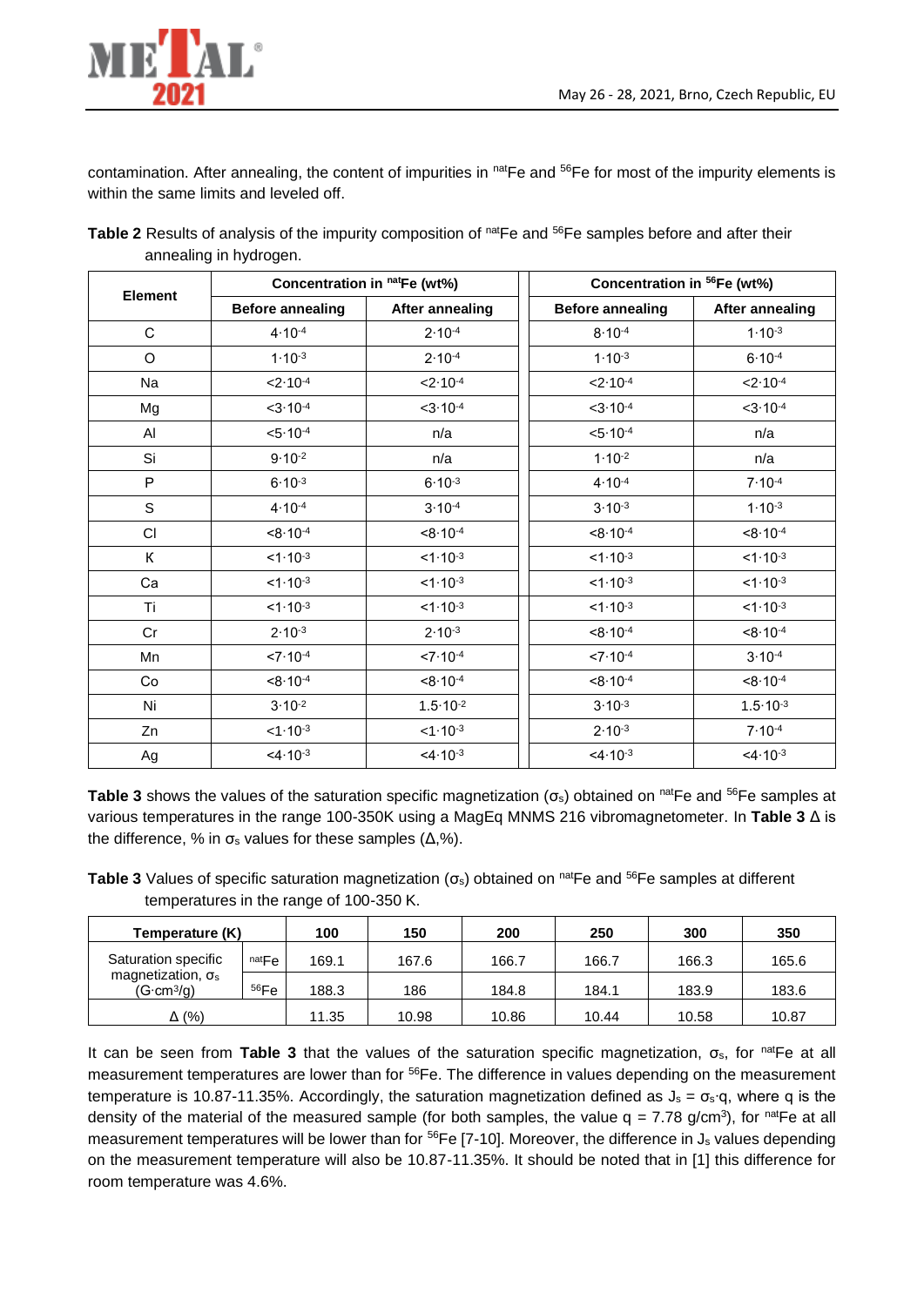contamination. After annealing, the content of impurities in $^{nat}$Fe and $^{56}$Fe for most of the impurity elements is within the same limits and leveled off.

**Table 2** Results of analysis of the impurity composition of $^{nat}$Fe and $^{56}$Fe samples before and after their annealing in hydrogen.

| Element | Concentration in $^{nat}$Fe (wt%) | | Concentration in $^{56}$Fe (wt%) | |
|---|---|---|---|---|
| | **Before annealing** | **After annealing** | **Before annealing** | **After annealing** |
| C | $4 \cdot 10^{-4}$ | $2 \cdot 10^{-4}$ | $8 \cdot 10^{-4}$ | $1 \cdot 10^{-3}$ |
| O | $1 \cdot 10^{-3}$ | $2 \cdot 10^{-4}$ | $1 \cdot 10^{-3}$ | $6 \cdot 10^{-4}$ |
| Na | $<2 \cdot 10^{-4}$ | $<2 \cdot 10^{-4}$ | $<2 \cdot 10^{-4}$ | $<2 \cdot 10^{-4}$ |
| Mg | $<3 \cdot 10^{-4}$ | $<3 \cdot 10^{-4}$ | $<3 \cdot 10^{-4}$ | $<3 \cdot 10^{-4}$ |
| Al | $<5 \cdot 10^{-4}$ | n/a | $<5 \cdot 10^{-4}$ | n/a |
| Si | $9 \cdot 10^{-2}$ | n/a | $1 \cdot 10^{-2}$ | n/a |
| P | $6 \cdot 10^{-3}$ | $6 \cdot 10^{-3}$ | $4 \cdot 10^{-4}$ | $7 \cdot 10^{-4}$ |
| S | $4 \cdot 10^{-4}$ | $3 \cdot 10^{-4}$ | $3 \cdot 10^{-3}$ | $1 \cdot 10^{-3}$ |
| Cl | $<8 \cdot 10^{-4}$ | $<8 \cdot 10^{-4}$ | $<8 \cdot 10^{-4}$ | $<8 \cdot 10^{-4}$ |
| K | $<1 \cdot 10^{-3}$ | $<1 \cdot 10^{-3}$ | $<1 \cdot 10^{-3}$ | $<1 \cdot 10^{-3}$ |
| Ca | $<1 \cdot 10^{-3}$ | $<1 \cdot 10^{-3}$ | $<1 \cdot 10^{-3}$ | $<1 \cdot 10^{-3}$ |
| Ti | $<1 \cdot 10^{-3}$ | $<1 \cdot 10^{-3}$ | $<1 \cdot 10^{-3}$ | $<1 \cdot 10^{-3}$ |
| Cr | $2 \cdot 10^{-3}$ | $2 \cdot 10^{-3}$ | $<8 \cdot 10^{-4}$ | $<8 \cdot 10^{-4}$ |
| Mn | $<7 \cdot 10^{-4}$ | $<7 \cdot 10^{-4}$ | $<7 \cdot 10^{-4}$ | $3 \cdot 10^{-4}$ |
| Co | $<8 \cdot 10^{-4}$ | $<8 \cdot 10^{-4}$ | $<8 \cdot 10^{-4}$ | $<8 \cdot 10^{-4}$ |
| Ni | $3 \cdot 10^{-2}$ | $1.5 \cdot 10^{-2}$ | $3 \cdot 10^{-3}$ | $1.5 \cdot 10^{-3}$ |
| Zn | $<1 \cdot 10^{-3}$ | $<1 \cdot 10^{-3}$ | $2 \cdot 10^{-3}$ | $7 \cdot 10^{-4}$ |
| Ag | $<4 \cdot 10^{-3}$ | $<4 \cdot 10^{-3}$ | $<4 \cdot 10^{-3}$ | $<4 \cdot 10^{-3}$ |

**Table 3** shows the values of the saturation specific magnetization ($\sigma_s$) obtained on $^{nat}$Fe and $^{56}$Fe samples at various temperatures in the range 100-350K using a MagEq MNMS 216 vibromagnetometer. In **Table 3** Δ is the difference, % in $\sigma_s$ values for these samples (Δ,%).

**Table 3** Values of specific saturation magnetization ($\sigma_s$) obtained on $^{nat}$Fe and $^{56}$Fe samples at different temperatures in the range of 100-350 K.

| Temperature (K) | | 100 | 150 | 200 | 250 | 300 | 350 |
|---|---|---|---|---|---|---|---|
| Saturation specific magnetization, $\sigma_s$ ($G \cdot cm^3/g$) | $^{nat}$Fe | 169.1 | 167.6 | 166.7 | 166.7 | 166.3 | 165.6 |
| | $^{56}$Fe | 188.3 | 186 | 184.8 | 184.1 | 183.9 | 183.6 |
| Δ (%) | | 11.35 | 10.98 | 10.86 | 10.44 | 10.58 | 10.87 |

It can be seen from **Table 3** that the values of the saturation specific magnetization, $\sigma_s$, for $^{nat}$Fe at all measurement temperatures are lower than for $^{56}$Fe. The difference in values depending on the measurement temperature is 10.87-11.35%. Accordingly, the saturation magnetization defined as $J_s = \sigma_s \cdot q$, where q is the density of the material of the measured sample (for both samples, the value $q = 7.78$ g/cm$^3$), for $^{nat}$Fe at all measurement temperatures will be lower than for $^{56}$Fe [7-10]. Moreover, the difference in $J_s$ values depending on the measurement temperature will also be 10.87-11.35%. It should be noted that in [1] this difference for room temperature was 4.6%.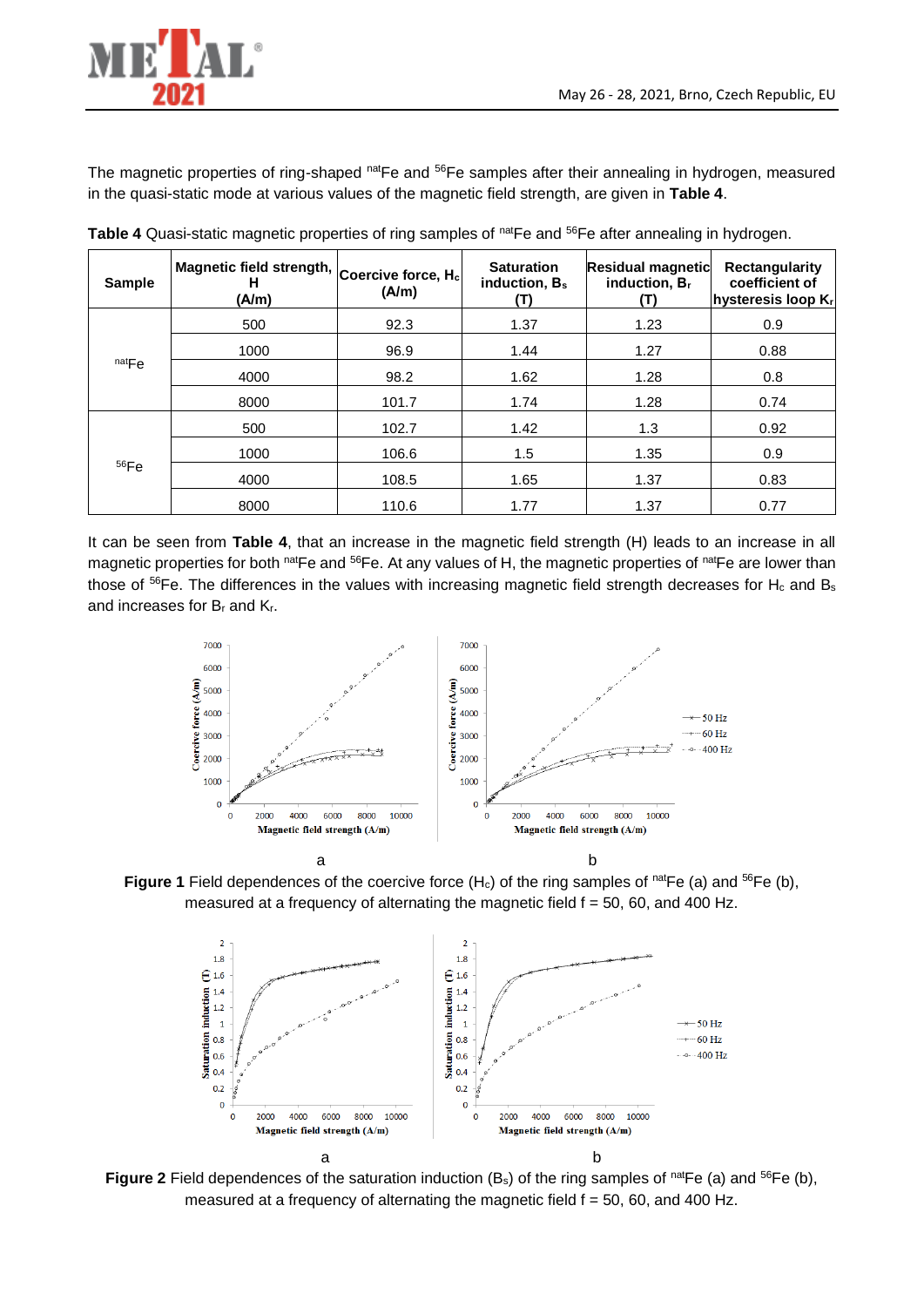The magnetic properties of ring-shaped $^{nat}Fe$ and $^{56}Fe$ samples after their annealing in hydrogen, measured in the quasi-static mode at various values of the magnetic field strength, are given in **Table 4**.

**Table 4** Quasi-static magnetic properties of ring samples of $^{nat}Fe$ and $^{56}Fe$ after annealing in hydrogen.

| Sample | Magnetic field strength, H (A/m) | Coercive force, $H_c$ (A/m) | Saturation induction, $B_s$ (T) | Residual magnetic induction, $B_r$ (T) | Rectangularity coefficient of hysteresis loop $K_r$ |
|---|---|---|---|---|---|
| $^{nat}Fe$ | 500 | 92.3 | 1.37 | 1.23 | 0.9 |
| | 1000 | 96.9 | 1.44 | 1.27 | 0.88 |
| | 4000 | 98.2 | 1.62 | 1.28 | 0.8 |
| | 8000 | 101.7 | 1.74 | 1.28 | 0.74 |
| $^{56}Fe$ | 500 | 102.7 | 1.42 | 1.3 | 0.92 |
| | 1000 | 106.6 | 1.5 | 1.35 | 0.9 |
| | 4000 | 108.5 | 1.65 | 1.37 | 0.83 |
| | 8000 | 110.6 | 1.77 | 1.37 | 0.77 |

It can be seen from **Table 4**, that an increase in the magnetic field strength (H) leads to an increase in all magnetic properties for both $^{nat}Fe$ and $^{56}Fe$. At any values of H, the magnetic properties of $^{nat}Fe$ are lower than those of $^{56}Fe$. The differences in the values with increasing magnetic field strength decreases for $H_c$ and $B_s$ and increases for $B_r$ and $K_r$.

**Figure 1** Field dependences of the coercive force ($H_c$) of the ring samples of $^{nat}Fe$ (a) and $^{56}Fe$ (b), measured at a frequency of alternating the magnetic field f = 50, 60, and 400 Hz.

**Figure 2** Field dependences of the saturation induction ($B_s$) of the ring samples of $^{nat}Fe$ (a) and $^{56}Fe$ (b), measured at a frequency of alternating the magnetic field f = 50, 60, and 400 Hz.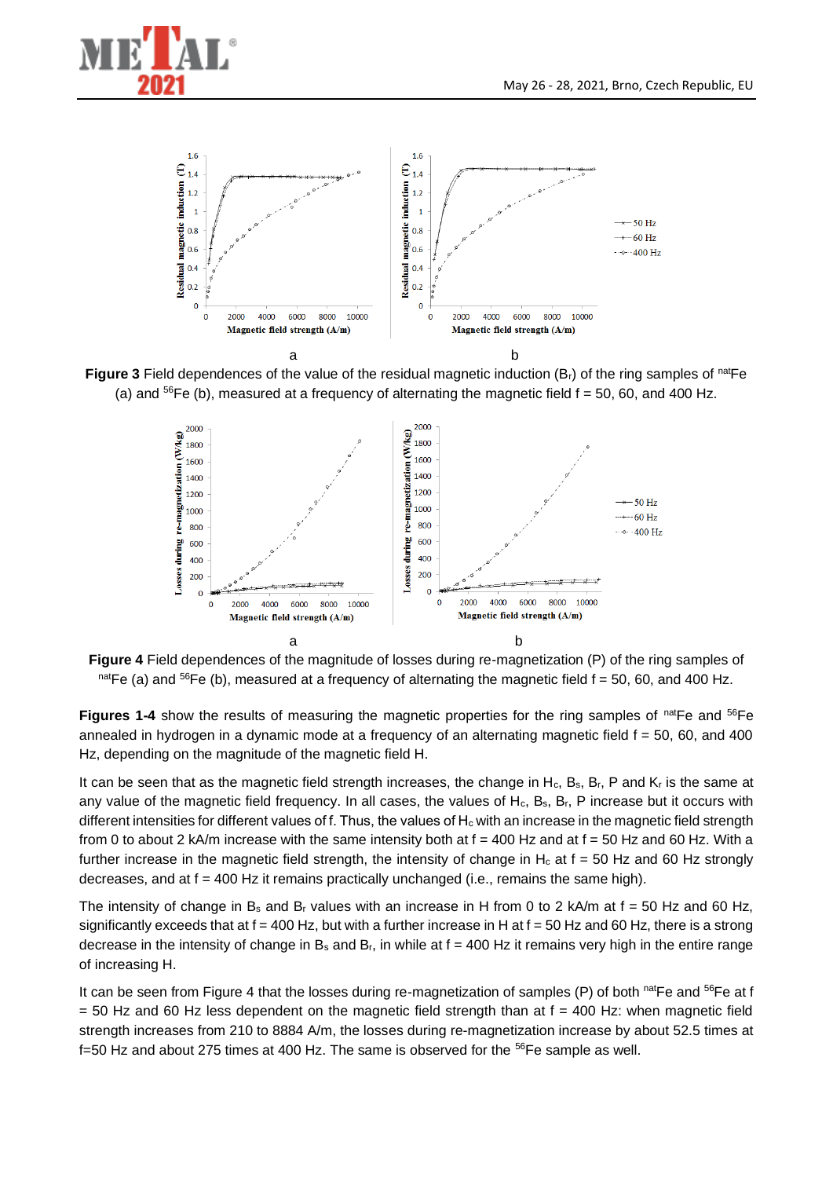**Figure 3** Field dependences of the value of the residual magnetic induction ($B_r$) of the ring samples of $^{nat}Fe$ (a) and $^{56}Fe$ (b), measured at a frequency of alternating the magnetic field f = 50, 60, and 400 Hz.

**Figure 4** Field dependences of the magnitude of losses during re-magnetization (P) of the ring samples of $^{nat}Fe$ (a) and $^{56}Fe$ (b), measured at a frequency of alternating the magnetic field f = 50, 60, and 400 Hz.

**Figures 1-4** show the results of measuring the magnetic properties for the ring samples of $^{nat}Fe$ and $^{56}Fe$ annealed in hydrogen in a dynamic mode at a frequency of an alternating magnetic field f = 50, 60, and 400 Hz, depending on the magnitude of the magnetic field H.

It can be seen that as the magnetic field strength increases, the change in $H_c$, $B_s$, $B_r$, P and $K_r$ is the same at any value of the magnetic field frequency. In all cases, the values of $H_c$, $B_s$, $B_r$, P increase but it occurs with different intensities for different values of f. Thus, the values of $H_c$ with an increase in the magnetic field strength from 0 to about 2 kA/m increase with the same intensity both at f = 400 Hz and at f = 50 Hz and 60 Hz. With a further increase in the magnetic field strength, the intensity of change in $H_c$ at f = 50 Hz and 60 Hz strongly decreases, and at f = 400 Hz it remains practically unchanged (i.e., remains the same high).

The intensity of change in $B_s$ and $B_r$ values with an increase in H from 0 to 2 kA/m at f = 50 Hz and 60 Hz, significantly exceeds that at f = 400 Hz, but with a further increase in H at f = 50 Hz and 60 Hz, there is a strong decrease in the intensity of change in $B_s$ and $B_r$, in while at f = 400 Hz it remains very high in the entire range of increasing H.

It can be seen from Figure 4 that the losses during re-magnetization of samples (P) of both $^{nat}Fe$ and $^{56}Fe$ at f = 50 Hz and 60 Hz less dependent on the magnetic field strength than at f = 400 Hz: when magnetic field strength increases from 210 to 8884 A/m, the losses during re-magnetization increase by about 52.5 times at f=50 Hz and about 275 times at 400 Hz. The same is observed for the $^{56}Fe$ sample as well.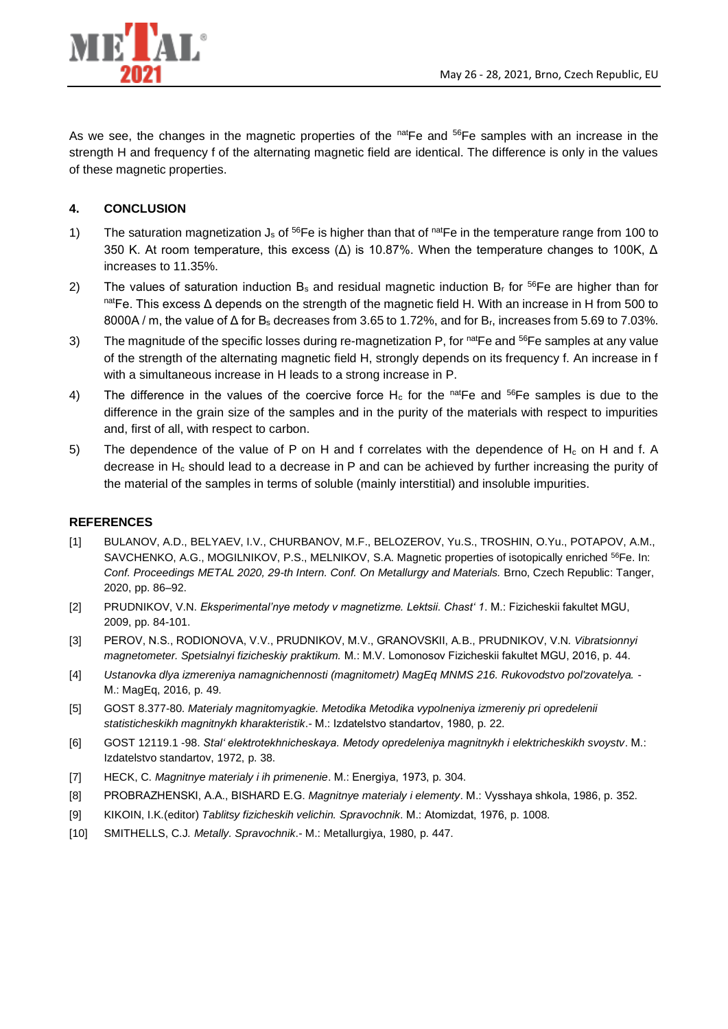As we see, the changes in the magnetic properties of the $^{nat}Fe$ and $^{56}Fe$ samples with an increase in the strength H and frequency f of the alternating magnetic field are identical. The difference is only in the values of these magnetic properties.

## 4. CONCLUSION

1) The saturation magnetization $J_s$ of $^{56}Fe$ is higher than that of $^{nat}Fe$ in the temperature range from 100 to 350 K. At room temperature, this excess (Δ) is 10.87%. When the temperature changes to 100K, Δ increases to 11.35%.
2) The values of saturation induction $B_s$ and residual magnetic induction $B_r$ for $^{56}Fe$ are higher than for $^{nat}Fe$. This excess Δ depends on the strength of the magnetic field H. With an increase in H from 500 to 8000A / m, the value of Δ for $B_s$ decreases from 3.65 to 1.72%, and for $B_r$, increases from 5.69 to 7.03%.
3) The magnitude of the specific losses during re-magnetization P, for $^{nat}Fe$ and $^{56}Fe$ samples at any value of the strength of the alternating magnetic field H, strongly depends on its frequency f. An increase in f with a simultaneous increase in H leads to a strong increase in P.
4) The difference in the values of the coercive force $H_c$ for the $^{nat}Fe$ and $^{56}Fe$ samples is due to the difference in the grain size of the samples and in the purity of the materials with respect to impurities and, first of all, with respect to carbon.
5) The dependence of the value of P on H and f correlates with the dependence of $H_c$ on H and f. A decrease in $H_c$ should lead to a decrease in P and can be achieved by further increasing the purity of the material of the samples in terms of soluble (mainly interstitial) and insoluble impurities.

## REFERENCES

[1] BULANOV, A.D., BELYAEV, I.V., CHURBANOV, M.F., BELOZEROV, Yu.S., TROSHIN, O.Yu., POTAPOV, A.M., SAVCHENKO, A.G., MOGILNIKOV, P.S., MELNIKOV, S.A. Magnetic properties of isotopically enriched $^{56}Fe$. In: *Conf. Proceedings METAL 2020, 29-th Intern. Conf. On Metallurgy and Materials.* Brno, Czech Republic: Tanger, 2020, pp. 86–92.

[2] PRUDNIKOV, V.N. *Eksperimental'nye metody v magnetizme. Lektsii. Chast' 1*. M.: Fizicheskii fakultet MGU, 2009, pp. 84-101.

[3] PEROV, N.S., RODIONOVA, V.V., PRUDNIKOV, M.V., GRANOVSKII, A.B., PRUDNIKOV, V.N. *Vibratsionnyi magnetometer. Spetsialnyi fizicheskiy praktikum.* M.: M.V. Lomonosov Fizicheskii fakultet MGU, 2016, p. 44.

[4] *Ustanovka dlya izmereniya namagnichennosti (magnitometr) MagEq MNMS 216. Rukovodstvo pol'zovatelya.* - M.: MagEq, 2016, p. 49.

[5] GOST 8.377-80. *Materialy magnitomyagkie. Metodika Metodika vypolneniya izmereniy pri opredelenii statisticheskikh magnitnykh kharakteristik*.- M.: Izdatelstvo standartov, 1980, p. 22.

[6] GOST 12119.1 -98. *Stal' elektrotekhnicheskaya. Metody opredeleniya magnitnykh i elektricheskikh svoystv*. M.: Izdatelstvo standartov, 1972, p. 38.

[7] HECK, C. *Magnitnye materialy i ih primenenie*. M.: Energiya, 1973, p. 304.

[8] PROBRAZHENSKI, A.A., BISHARD E.G. *Magnitnye materialy i elementy*. M.: Vysshaya shkola, 1986, p. 352.

[9] KIKOIN, I.K.(editor) *Tablitsy fizicheskih velichin. Spravochnik*. M.: Atomizdat, 1976, p. 1008.

[10] SMITHELLS, C.J. *Metally. Spravochnik*.- M.: Metallurgiya, 1980, p. 447.